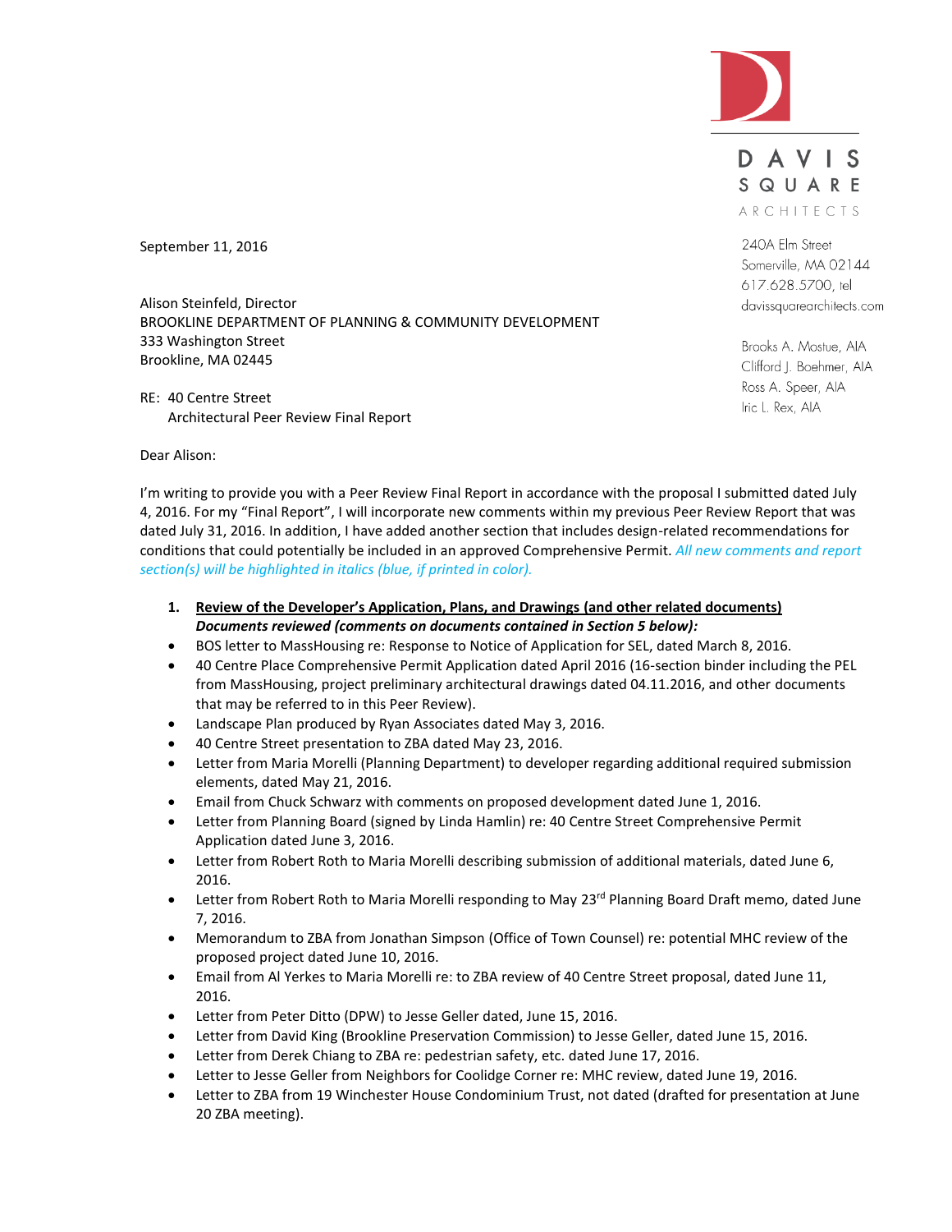DAVIS SQUARE ARCHITECTS

240A Elm Street
Somerville, MA 02144
617.628.5700, tel
davissquarearchitects.com

Brooks A. Mostue, AIA
Clifford J. Boehmer, AIA
Ross A. Speer, AIA
Iric L. Rex, AIA

September 11, 2016

Alison Steinfeld, Director
BROOKLINE DEPARTMENT OF PLANNING & COMMUNITY DEVELOPMENT
333 Washington Street
Brookline, MA 02445

RE: 40 Centre Street
Architectural Peer Review Final Report

Dear Alison:

I'm writing to provide you with a Peer Review Final Report in accordance with the proposal I submitted dated July 4, 2016. For my "Final Report", I will incorporate new comments within my previous Peer Review Report that was dated July 31, 2016. In addition, I have added another section that includes design-related recommendations for conditions that could potentially be included in an approved Comprehensive Permit. *All new comments and report section(s) will be highlighted in italics (blue, if printed in color).*

1. **Review of the Developer's Application, Plans, and Drawings (and other related documents)**
   ***Documents reviewed (comments on documents contained in Section 5 below):***

- BOS letter to MassHousing re: Response to Notice of Application for SEL, dated March 8, 2016.
- 40 Centre Place Comprehensive Permit Application dated April 2016 (16-section binder including the PEL from MassHousing, project preliminary architectural drawings dated 04.11.2016, and other documents that may be referred to in this Peer Review).
- Landscape Plan produced by Ryan Associates dated May 3, 2016.
- 40 Centre Street presentation to ZBA dated May 23, 2016.
- Letter from Maria Morelli (Planning Department) to developer regarding additional required submission elements, dated May 21, 2016.
- Email from Chuck Schwarz with comments on proposed development dated June 1, 2016.
- Letter from Planning Board (signed by Linda Hamlin) re: 40 Centre Street Comprehensive Permit Application dated June 3, 2016.
- Letter from Robert Roth to Maria Morelli describing submission of additional materials, dated June 6, 2016.
- Letter from Robert Roth to Maria Morelli responding to May 23rd Planning Board Draft memo, dated June 7, 2016.
- Memorandum to ZBA from Jonathan Simpson (Office of Town Counsel) re: potential MHC review of the proposed project dated June 10, 2016.
- Email from Al Yerkes to Maria Morelli re: to ZBA review of 40 Centre Street proposal, dated June 11, 2016.
- Letter from Peter Ditto (DPW) to Jesse Geller dated, June 15, 2016.
- Letter from David King (Brookline Preservation Commission) to Jesse Geller, dated June 15, 2016.
- Letter from Derek Chiang to ZBA re: pedestrian safety, etc. dated June 17, 2016.
- Letter to Jesse Geller from Neighbors for Coolidge Corner re: MHC review, dated June 19, 2016.
- Letter to ZBA from 19 Winchester House Condominium Trust, not dated (drafted for presentation at June 20 ZBA meeting).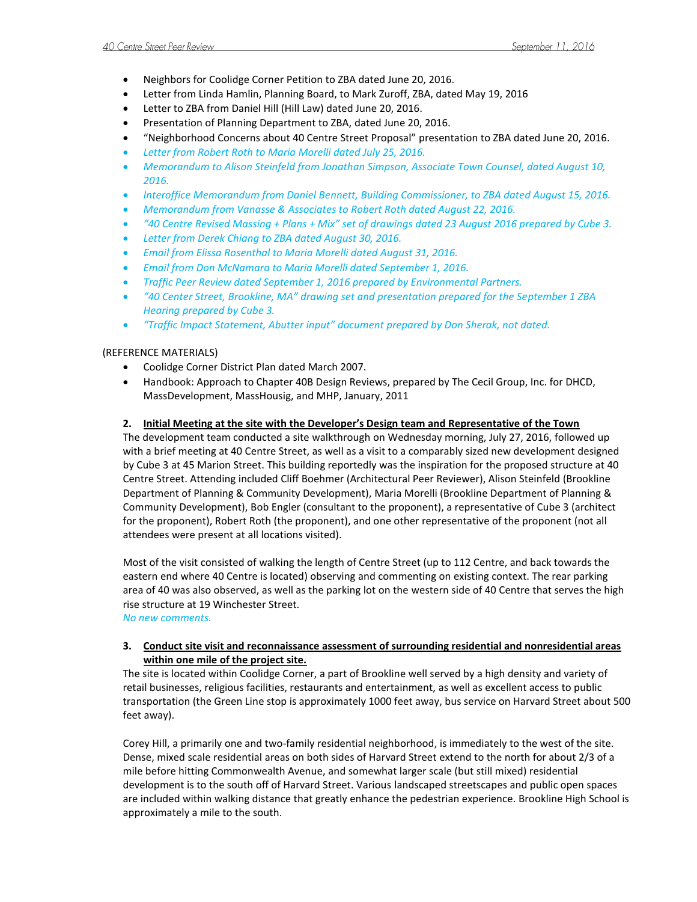- Neighbors for Coolidge Corner Petition to ZBA dated June 20, 2016.
- Letter from Linda Hamlin, Planning Board, to Mark Zuroff, ZBA, dated May 19, 2016
- Letter to ZBA from Daniel Hill (Hill Law) dated June 20, 2016.
- Presentation of Planning Department to ZBA, dated June 20, 2016.
- "Neighborhood Concerns about 40 Centre Street Proposal" presentation to ZBA dated June 20, 2016.
- *Letter from Robert Roth to Maria Morelli dated July 25, 2016.*
- *Memorandum to Alison Steinfeld from Jonathan Simpson, Associate Town Counsel, dated August 10, 2016.*
- *Interoffice Memorandum from Daniel Bennett, Building Commissioner, to ZBA dated August 15, 2016.*
- *Memorandum from Vanasse & Associates to Robert Roth dated August 22, 2016.*
- *"40 Centre Revised Massing + Plans + Mix" set of drawings dated 23 August 2016 prepared by Cube 3.*
- *Letter from Derek Chiang to ZBA dated August 30, 2016.*
- *Email from Elissa Rosenthal to Maria Morelli dated August 31, 2016.*
- *Email from Don McNamara to Maria Morelli dated September 1, 2016.*
- *Traffic Peer Review dated September 1, 2016 prepared by Environmental Partners.*
- *"40 Center Street, Brookline, MA" drawing set and presentation prepared for the September 1 ZBA Hearing prepared by Cube 3.*
- *"Traffic Impact Statement, Abutter input" document prepared by Don Sherak, not dated.*

(REFERENCE MATERIALS)

- Coolidge Corner District Plan dated March 2007.
- Handbook: Approach to Chapter 40B Design Reviews, prepared by The Cecil Group, Inc. for DHCD, MassDevelopment, MassHousig, and MHP, January, 2011

**2. Initial Meeting at the site with the Developer's Design team and Representative of the Town**

The development team conducted a site walkthrough on Wednesday morning, July 27, 2016, followed up with a brief meeting at 40 Centre Street, as well as a visit to a comparably sized new development designed by Cube 3 at 45 Marion Street. This building reportedly was the inspiration for the proposed structure at 40 Centre Street. Attending included Cliff Boehmer (Architectural Peer Reviewer), Alison Steinfeld (Brookline Department of Planning & Community Development), Maria Morelli (Brookline Department of Planning & Community Development), Bob Engler (consultant to the proponent), a representative of Cube 3 (architect for the proponent), Robert Roth (the proponent), and one other representative of the proponent (not all attendees were present at all locations visited).

Most of the visit consisted of walking the length of Centre Street (up to 112 Centre, and back towards the eastern end where 40 Centre is located) observing and commenting on existing context. The rear parking area of 40 was also observed, as well as the parking lot on the western side of 40 Centre that serves the high rise structure at 19 Winchester Street.

*No new comments.*

**3. Conduct site visit and reconnaissance assessment of surrounding residential and nonresidential areas within one mile of the project site.**

The site is located within Coolidge Corner, a part of Brookline well served by a high density and variety of retail businesses, religious facilities, restaurants and entertainment, as well as excellent access to public transportation (the Green Line stop is approximately 1000 feet away, bus service on Harvard Street about 500 feet away).

Corey Hill, a primarily one and two-family residential neighborhood, is immediately to the west of the site. Dense, mixed scale residential areas on both sides of Harvard Street extend to the north for about 2/3 of a mile before hitting Commonwealth Avenue, and somewhat larger scale (but still mixed) residential development is to the south off of Harvard Street. Various landscaped streetscapes and public open spaces are included within walking distance that greatly enhance the pedestrian experience. Brookline High School is approximately a mile to the south.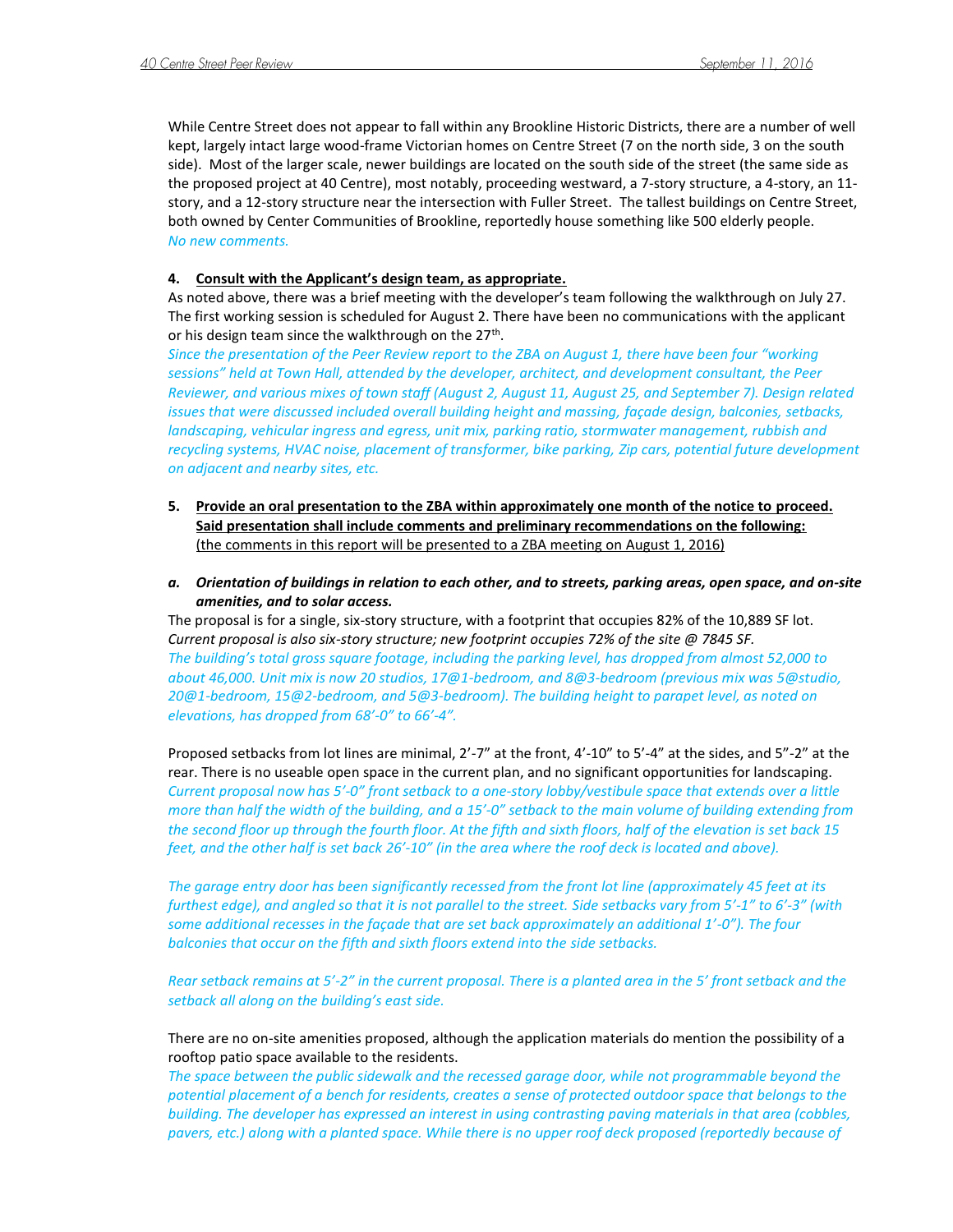While Centre Street does not appear to fall within any Brookline Historic Districts, there are a number of well kept, largely intact large wood-frame Victorian homes on Centre Street (7 on the north side, 3 on the south side). Most of the larger scale, newer buildings are located on the south side of the street (the same side as the proposed project at 40 Centre), most notably, proceeding westward, a 7-story structure, a 4-story, an 11-story, and a 12-story structure near the intersection with Fuller Street. The tallest buildings on Centre Street, both owned by Center Communities of Brookline, reportedly house something like 500 elderly people.
*No new comments.*

**4. Consult with the Applicant's design team, as appropriate.**

As noted above, there was a brief meeting with the developer's team following the walkthrough on July 27. The first working session is scheduled for August 2. There have been no communications with the applicant or his design team since the walkthrough on the 27th.
*Since the presentation of the Peer Review report to the ZBA on August 1, there have been four "working sessions" held at Town Hall, attended by the developer, architect, and development consultant, the Peer Reviewer, and various mixes of town staff (August 2, August 11, August 25, and September 7). Design related issues that were discussed included overall building height and massing, façade design, balconies, setbacks, landscaping, vehicular ingress and egress, unit mix, parking ratio, stormwater management, rubbish and recycling systems, HVAC noise, placement of transformer, bike parking, Zip cars, potential future development on adjacent and nearby sites, etc.*

**5. Provide an oral presentation to the ZBA within approximately one month of the notice to proceed. Said presentation shall include comments and preliminary recommendations on the following:**
(the comments in this report will be presented to a ZBA meeting on August 1, 2016)

***a. Orientation of buildings in relation to each other, and to streets, parking areas, open space, and on-site amenities, and to solar access.***

The proposal is for a single, six-story structure, with a footprint that occupies 82% of the 10,889 SF lot.
*Current proposal is also six-story structure; new footprint occupies 72% of the site @ 7845 SF.*
*The building's total gross square footage, including the parking level, has dropped from almost 52,000 to about 46,000. Unit mix is now 20 studios, 17@1-bedroom, and 8@3-bedroom (previous mix was 5@studio, 20@1-bedroom, 15@2-bedroom, and 5@3-bedroom). The building height to parapet level, as noted on elevations, has dropped from 68'-0" to 66'-4".*

Proposed setbacks from lot lines are minimal, 2'-7" at the front, 4'-10" to 5'-4" at the sides, and 5"-2" at the rear. There is no useable open space in the current plan, and no significant opportunities for landscaping.
*Current proposal now has 5'-0" front setback to a one-story lobby/vestibule space that extends over a little more than half the width of the building, and a 15'-0" setback to the main volume of building extending from the second floor up through the fourth floor. At the fifth and sixth floors, half of the elevation is set back 15 feet, and the other half is set back 26'-10" (in the area where the roof deck is located and above).*

*The garage entry door has been significantly recessed from the front lot line (approximately 45 feet at its furthest edge), and angled so that it is not parallel to the street. Side setbacks vary from 5'-1" to 6'-3" (with some additional recesses in the façade that are set back approximately an additional 1'-0"). The four balconies that occur on the fifth and sixth floors extend into the side setbacks.*

*Rear setback remains at 5'-2" in the current proposal. There is a planted area in the 5' front setback and the setback all along on the building's east side.*

There are no on-site amenities proposed, although the application materials do mention the possibility of a rooftop patio space available to the residents.
*The space between the public sidewalk and the recessed garage door, while not programmable beyond the potential placement of a bench for residents, creates a sense of protected outdoor space that belongs to the building. The developer has expressed an interest in using contrasting paving materials in that area (cobbles, pavers, etc.) along with a planted space. While there is no upper roof deck proposed (reportedly because of*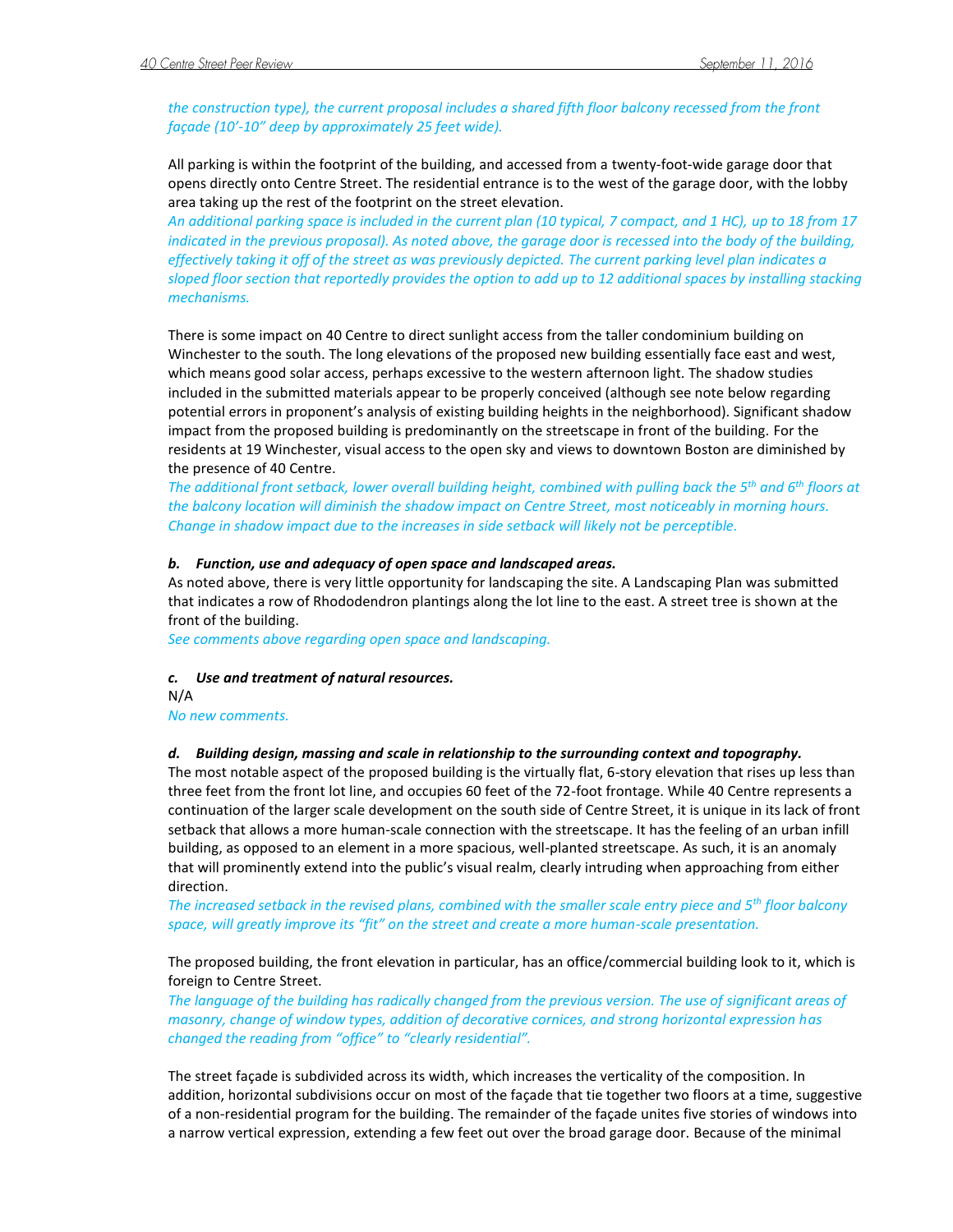*the construction type), the current proposal includes a shared fifth floor balcony recessed from the front façade (10'-10" deep by approximately 25 feet wide).*

All parking is within the footprint of the building, and accessed from a twenty-foot-wide garage door that opens directly onto Centre Street. The residential entrance is to the west of the garage door, with the lobby area taking up the rest of the footprint on the street elevation.

*An additional parking space is included in the current plan (10 typical, 7 compact, and 1 HC), up to 18 from 17 indicated in the previous proposal). As noted above, the garage door is recessed into the body of the building, effectively taking it off of the street as was previously depicted. The current parking level plan indicates a sloped floor section that reportedly provides the option to add up to 12 additional spaces by installing stacking mechanisms.*

There is some impact on 40 Centre to direct sunlight access from the taller condominium building on Winchester to the south. The long elevations of the proposed new building essentially face east and west, which means good solar access, perhaps excessive to the western afternoon light. The shadow studies included in the submitted materials appear to be properly conceived (although see note below regarding potential errors in proponent's analysis of existing building heights in the neighborhood). Significant shadow impact from the proposed building is predominantly on the streetscape in front of the building. For the residents at 19 Winchester, visual access to the open sky and views to downtown Boston are diminished by the presence of 40 Centre.

*The additional front setback, lower overall building height, combined with pulling back the 5th and 6th floors at the balcony location will diminish the shadow impact on Centre Street, most noticeably in morning hours. Change in shadow impact due to the increases in side setback will likely not be perceptible.*

***b. Function, use and adequacy of open space and landscaped areas.***

As noted above, there is very little opportunity for landscaping the site. A Landscaping Plan was submitted that indicates a row of Rhododendron plantings along the lot line to the east. A street tree is shown at the front of the building.

*See comments above regarding open space and landscaping.*

***c. Use and treatment of natural resources.***

N/A

*No new comments.*

***d. Building design, massing and scale in relationship to the surrounding context and topography.***

The most notable aspect of the proposed building is the virtually flat, 6-story elevation that rises up less than three feet from the front lot line, and occupies 60 feet of the 72-foot frontage. While 40 Centre represents a continuation of the larger scale development on the south side of Centre Street, it is unique in its lack of front setback that allows a more human-scale connection with the streetscape. It has the feeling of an urban infill building, as opposed to an element in a more spacious, well-planted streetscape. As such, it is an anomaly that will prominently extend into the public's visual realm, clearly intruding when approaching from either direction.

*The increased setback in the revised plans, combined with the smaller scale entry piece and 5th floor balcony space, will greatly improve its "fit" on the street and create a more human-scale presentation.*

The proposed building, the front elevation in particular, has an office/commercial building look to it, which is foreign to Centre Street.

*The language of the building has radically changed from the previous version. The use of significant areas of masonry, change of window types, addition of decorative cornices, and strong horizontal expression has changed the reading from "office" to "clearly residential".*

The street façade is subdivided across its width, which increases the verticality of the composition. In addition, horizontal subdivisions occur on most of the façade that tie together two floors at a time, suggestive of a non-residential program for the building. The remainder of the façade unites five stories of windows into a narrow vertical expression, extending a few feet out over the broad garage door. Because of the minimal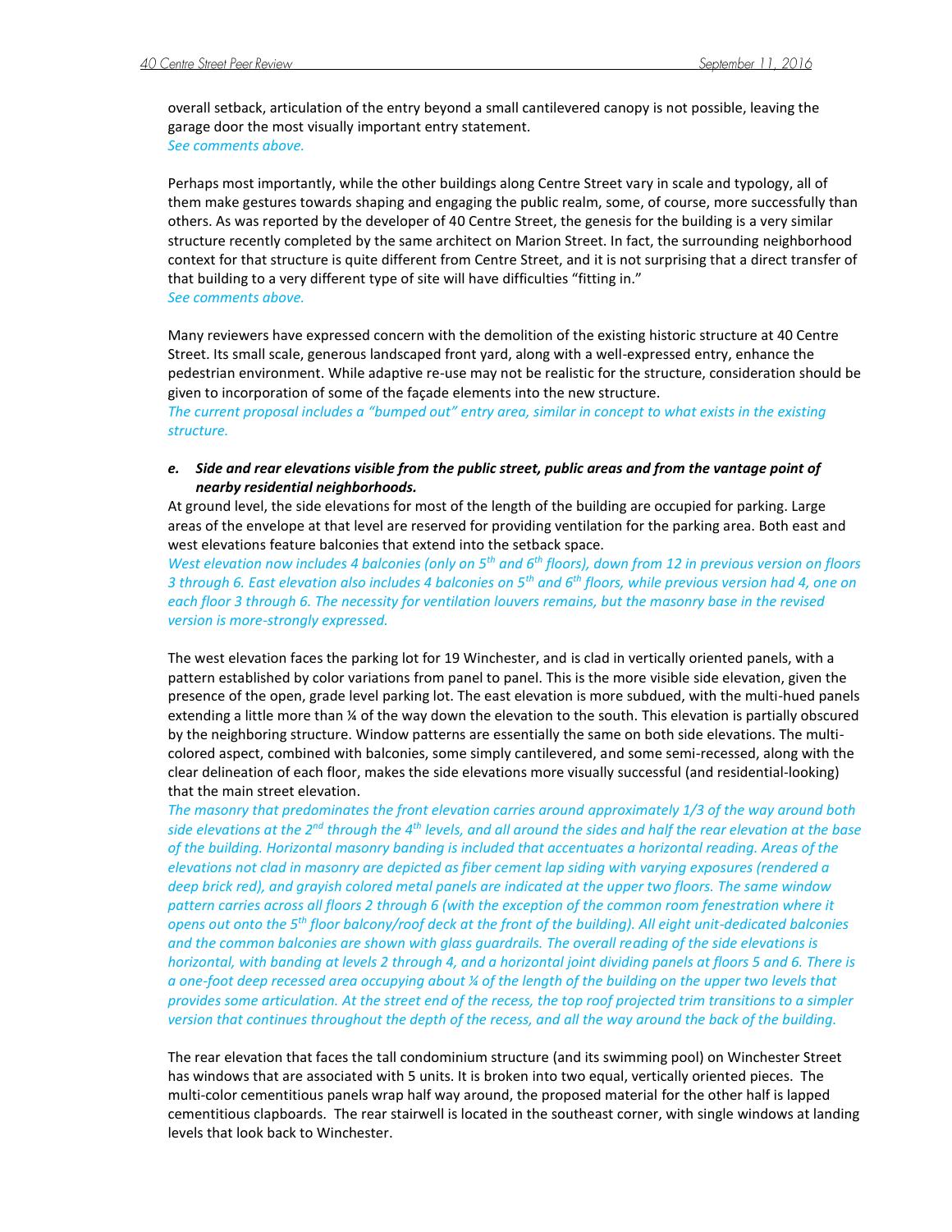overall setback, articulation of the entry beyond a small cantilevered canopy is not possible, leaving the garage door the most visually important entry statement.
*See comments above.*

Perhaps most importantly, while the other buildings along Centre Street vary in scale and typology, all of them make gestures towards shaping and engaging the public realm, some, of course, more successfully than others. As was reported by the developer of 40 Centre Street, the genesis for the building is a very similar structure recently completed by the same architect on Marion Street. In fact, the surrounding neighborhood context for that structure is quite different from Centre Street, and it is not surprising that a direct transfer of that building to a very different type of site will have difficulties "fitting in."
*See comments above.*

Many reviewers have expressed concern with the demolition of the existing historic structure at 40 Centre Street. Its small scale, generous landscaped front yard, along with a well-expressed entry, enhance the pedestrian environment. While adaptive re-use may not be realistic for the structure, consideration should be given to incorporation of some of the façade elements into the new structure.
*The current proposal includes a "bumped out" entry area, similar in concept to what exists in the existing structure.*

***e. Side and rear elevations visible from the public street, public areas and from the vantage point of nearby residential neighborhoods.***

At ground level, the side elevations for most of the length of the building are occupied for parking. Large areas of the envelope at that level are reserved for providing ventilation for the parking area. Both east and west elevations feature balconies that extend into the setback space.
*West elevation now includes 4 balconies (only on 5th and 6th floors), down from 12 in previous version on floors 3 through 6. East elevation also includes 4 balconies on 5th and 6th floors, while previous version had 4, one on each floor 3 through 6. The necessity for ventilation louvers remains, but the masonry base in the revised version is more-strongly expressed.*

The west elevation faces the parking lot for 19 Winchester, and is clad in vertically oriented panels, with a pattern established by color variations from panel to panel. This is the more visible side elevation, given the presence of the open, grade level parking lot. The east elevation is more subdued, with the multi-hued panels extending a little more than ¼ of the way down the elevation to the south. This elevation is partially obscured by the neighboring structure. Window patterns are essentially the same on both side elevations. The multi-colored aspect, combined with balconies, some simply cantilevered, and some semi-recessed, along with the clear delineation of each floor, makes the side elevations more visually successful (and residential-looking) that the main street elevation.
*The masonry that predominates the front elevation carries around approximately 1/3 of the way around both side elevations at the 2nd through the 4th levels, and all around the sides and half the rear elevation at the base of the building. Horizontal masonry banding is included that accentuates a horizontal reading. Areas of the elevations not clad in masonry are depicted as fiber cement lap siding with varying exposures (rendered a deep brick red), and grayish colored metal panels are indicated at the upper two floors. The same window pattern carries across all floors 2 through 6 (with the exception of the common room fenestration where it opens out onto the 5th floor balcony/roof deck at the front of the building). All eight unit-dedicated balconies and the common balconies are shown with glass guardrails. The overall reading of the side elevations is horizontal, with banding at levels 2 through 4, and a horizontal joint dividing panels at floors 5 and 6. There is a one-foot deep recessed area occupying about ¼ of the length of the building on the upper two levels that provides some articulation. At the street end of the recess, the top roof projected trim transitions to a simpler version that continues throughout the depth of the recess, and all the way around the back of the building.*

The rear elevation that faces the tall condominium structure (and its swimming pool) on Winchester Street has windows that are associated with 5 units. It is broken into two equal, vertically oriented pieces. The multi-color cementitious panels wrap half way around, the proposed material for the other half is lapped cementitious clapboards. The rear stairwell is located in the southeast corner, with single windows at landing levels that look back to Winchester.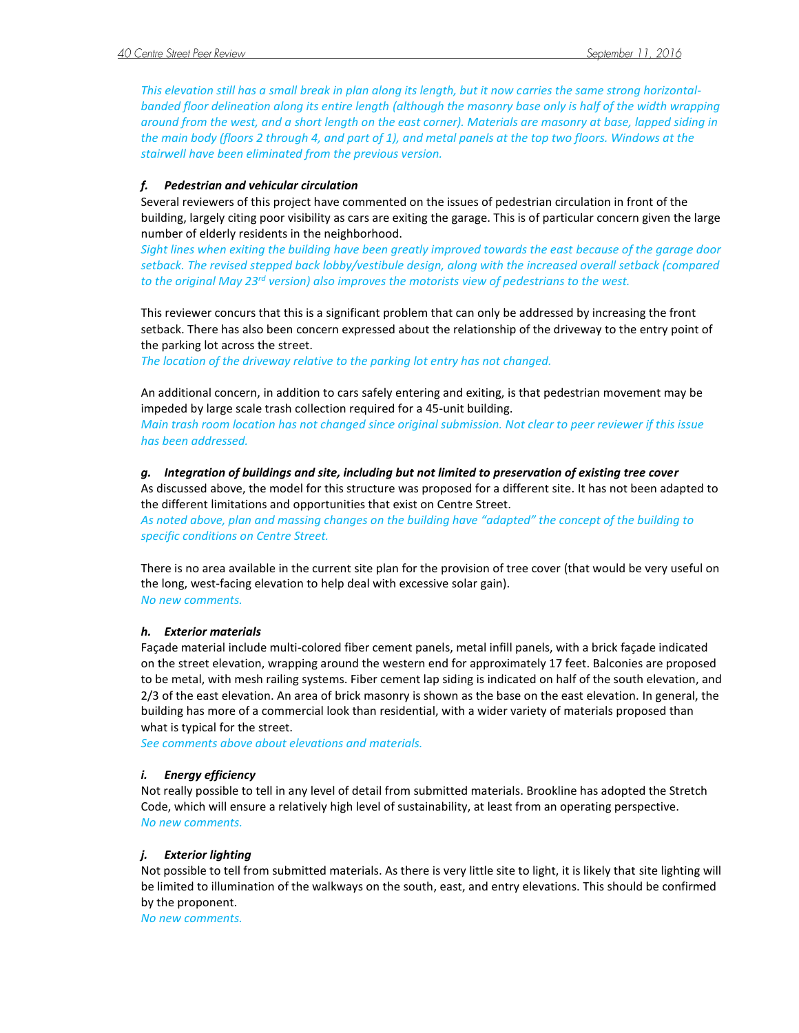*This elevation still has a small break in plan along its length, but it now carries the same strong horizontal-banded floor delineation along its entire length (although the masonry base only is half of the width wrapping around from the west, and a short length on the east corner). Materials are masonry at base, lapped siding in the main body (floors 2 through 4, and part of 1), and metal panels at the top two floors. Windows at the stairwell have been eliminated from the previous version.*

***f. Pedestrian and vehicular circulation***

Several reviewers of this project have commented on the issues of pedestrian circulation in front of the building, largely citing poor visibility as cars are exiting the garage. This is of particular concern given the large number of elderly residents in the neighborhood.

*Sight lines when exiting the building have been greatly improved towards the east because of the garage door setback. The revised stepped back lobby/vestibule design, along with the increased overall setback (compared to the original May 23rd version) also improves the motorists view of pedestrians to the west.*

This reviewer concurs that this is a significant problem that can only be addressed by increasing the front setback. There has also been concern expressed about the relationship of the driveway to the entry point of the parking lot across the street.

*The location of the driveway relative to the parking lot entry has not changed.*

An additional concern, in addition to cars safely entering and exiting, is that pedestrian movement may be impeded by large scale trash collection required for a 45-unit building.

*Main trash room location has not changed since original submission. Not clear to peer reviewer if this issue has been addressed.*

***g. Integration of buildings and site, including but not limited to preservation of existing tree cover***

As discussed above, the model for this structure was proposed for a different site. It has not been adapted to the different limitations and opportunities that exist on Centre Street.

*As noted above, plan and massing changes on the building have "adapted" the concept of the building to specific conditions on Centre Street.*

There is no area available in the current site plan for the provision of tree cover (that would be very useful on the long, west-facing elevation to help deal with excessive solar gain).

*No new comments.*

***h. Exterior materials***

Façade material include multi-colored fiber cement panels, metal infill panels, with a brick façade indicated on the street elevation, wrapping around the western end for approximately 17 feet. Balconies are proposed to be metal, with mesh railing systems. Fiber cement lap siding is indicated on half of the south elevation, and 2/3 of the east elevation. An area of brick masonry is shown as the base on the east elevation. In general, the building has more of a commercial look than residential, with a wider variety of materials proposed than what is typical for the street.

*See comments above about elevations and materials.*

***i. Energy efficiency***

Not really possible to tell in any level of detail from submitted materials. Brookline has adopted the Stretch Code, which will ensure a relatively high level of sustainability, at least from an operating perspective.

*No new comments.*

***j. Exterior lighting***

Not possible to tell from submitted materials. As there is very little site to light, it is likely that site lighting will be limited to illumination of the walkways on the south, east, and entry elevations. This should be confirmed by the proponent.

*No new comments.*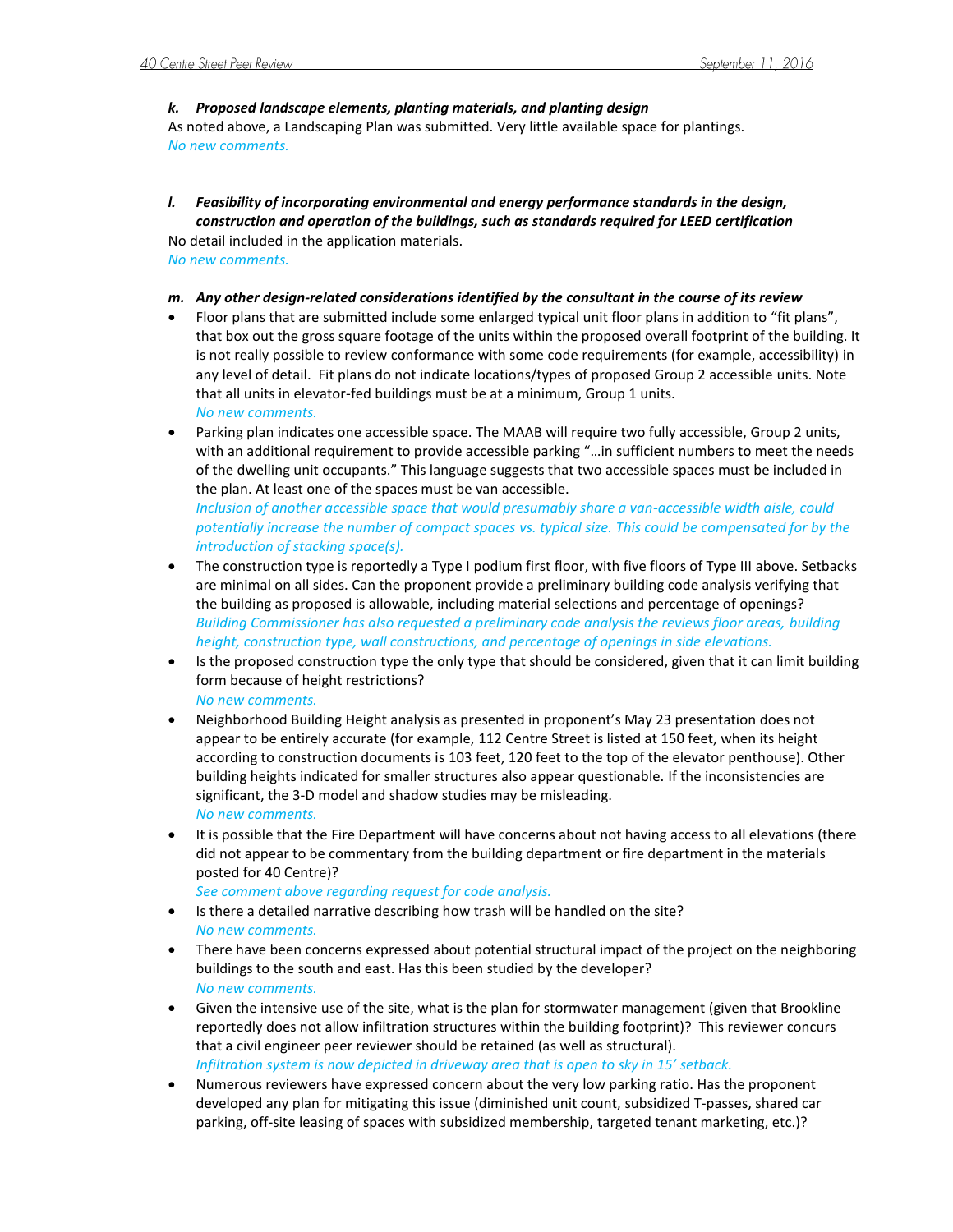***k. Proposed landscape elements, planting materials, and planting design***

As noted above, a Landscaping Plan was submitted. Very little available space for plantings.
*No new comments.*

***l. Feasibility of incorporating environmental and energy performance standards in the design, construction and operation of the buildings, such as standards required for LEED certification***

No detail included in the application materials.
*No new comments.*

***m. Any other design-related considerations identified by the consultant in the course of its review***

- Floor plans that are submitted include some enlarged typical unit floor plans in addition to "fit plans", that box out the gross square footage of the units within the proposed overall footprint of the building. It is not really possible to review conformance with some code requirements (for example, accessibility) in any level of detail. Fit plans do not indicate locations/types of proposed Group 2 accessible units. Note that all units in elevator-fed buildings must be at a minimum, Group 1 units.
  *No new comments.*
- Parking plan indicates one accessible space. The MAAB will require two fully accessible, Group 2 units, with an additional requirement to provide accessible parking "…in sufficient numbers to meet the needs of the dwelling unit occupants." This language suggests that two accessible spaces must be included in the plan. At least one of the spaces must be van accessible.
  *Inclusion of another accessible space that would presumably share a van-accessible width aisle, could potentially increase the number of compact spaces vs. typical size. This could be compensated for by the introduction of stacking space(s).*
- The construction type is reportedly a Type I podium first floor, with five floors of Type III above. Setbacks are minimal on all sides. Can the proponent provide a preliminary building code analysis verifying that the building as proposed is allowable, including material selections and percentage of openings?
  *Building Commissioner has also requested a preliminary code analysis the reviews floor areas, building height, construction type, wall constructions, and percentage of openings in side elevations.*
- Is the proposed construction type the only type that should be considered, given that it can limit building form because of height restrictions?
  *No new comments.*
- Neighborhood Building Height analysis as presented in proponent's May 23 presentation does not appear to be entirely accurate (for example, 112 Centre Street is listed at 150 feet, when its height according to construction documents is 103 feet, 120 feet to the top of the elevator penthouse). Other building heights indicated for smaller structures also appear questionable. If the inconsistencies are significant, the 3-D model and shadow studies may be misleading.
  *No new comments.*
- It is possible that the Fire Department will have concerns about not having access to all elevations (there did not appear to be commentary from the building department or fire department in the materials posted for 40 Centre)?
  *See comment above regarding request for code analysis.*
- Is there a detailed narrative describing how trash will be handled on the site?
  *No new comments.*
- There have been concerns expressed about potential structural impact of the project on the neighboring buildings to the south and east. Has this been studied by the developer?
  *No new comments.*
- Given the intensive use of the site, what is the plan for stormwater management (given that Brookline reportedly does not allow infiltration structures within the building footprint)? This reviewer concurs that a civil engineer peer reviewer should be retained (as well as structural).
  *Infiltration system is now depicted in driveway area that is open to sky in 15' setback.*
- Numerous reviewers have expressed concern about the very low parking ratio. Has the proponent developed any plan for mitigating this issue (diminished unit count, subsidized T-passes, shared car parking, off-site leasing of spaces with subsidized membership, targeted tenant marketing, etc.)?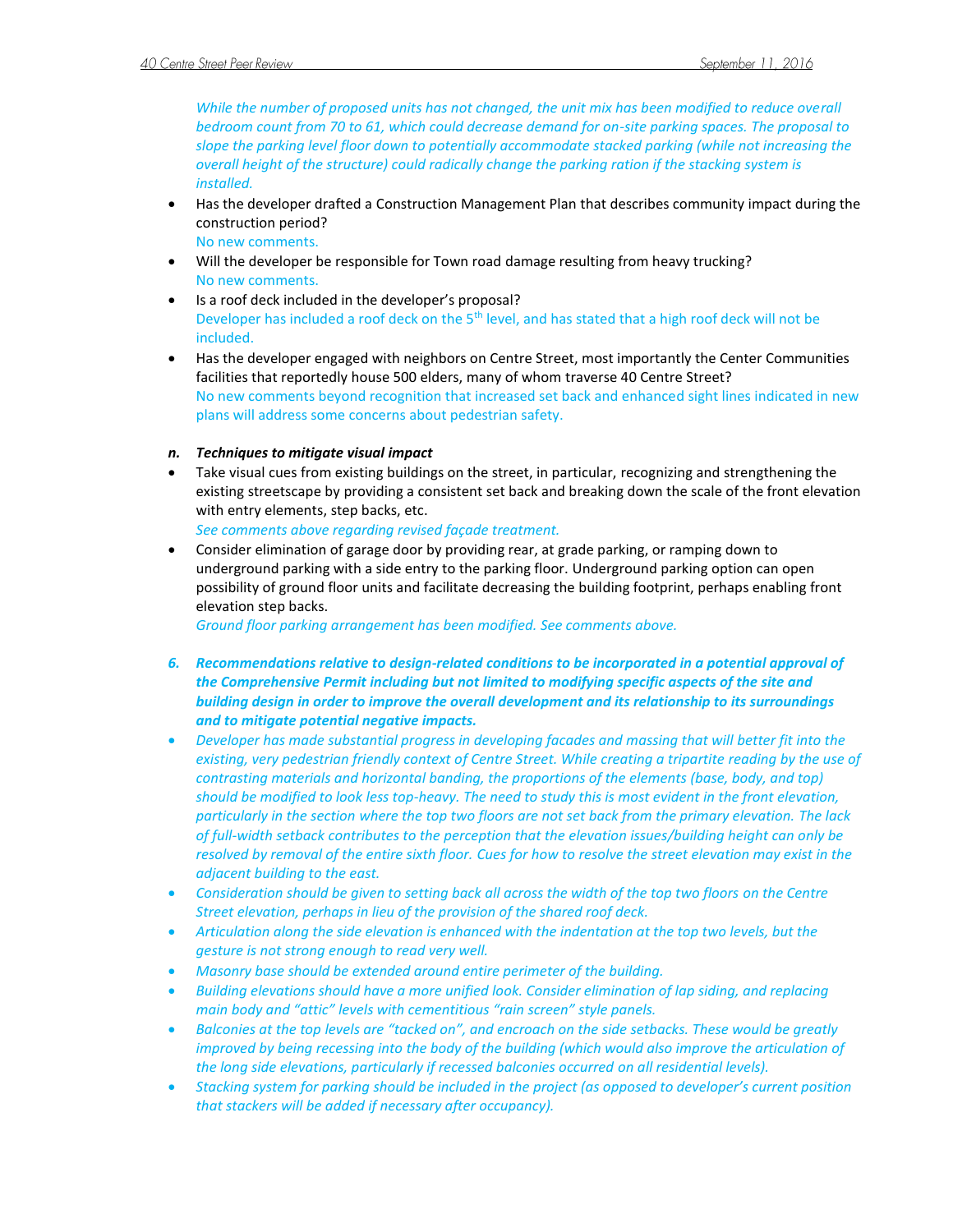*While the number of proposed units has not changed, the unit mix has been modified to reduce overall bedroom count from 70 to 61, which could decrease demand for on-site parking spaces. The proposal to slope the parking level floor down to potentially accommodate stacked parking (while not increasing the overall height of the structure) could radically change the parking ration if the stacking system is installed.*

- Has the developer drafted a Construction Management Plan that describes community impact during the construction period?
  No new comments.
- Will the developer be responsible for Town road damage resulting from heavy trucking?
  No new comments.
- Is a roof deck included in the developer's proposal?
  Developer has included a roof deck on the 5th level, and has stated that a high roof deck will not be included.
- Has the developer engaged with neighbors on Centre Street, most importantly the Center Communities facilities that reportedly house 500 elders, many of whom traverse 40 Centre Street?
  No new comments beyond recognition that increased set back and enhanced sight lines indicated in new plans will address some concerns about pedestrian safety.

***n. Techniques to mitigate visual impact***

- Take visual cues from existing buildings on the street, in particular, recognizing and strengthening the existing streetscape by providing a consistent set back and breaking down the scale of the front elevation with entry elements, step backs, etc.
  *See comments above regarding revised façade treatment.*
- Consider elimination of garage door by providing rear, at grade parking, or ramping down to underground parking with a side entry to the parking floor. Underground parking option can open possibility of ground floor units and facilitate decreasing the building footprint, perhaps enabling front elevation step backs.
  *Ground floor parking arrangement has been modified. See comments above.*

***6. Recommendations relative to design-related conditions to be incorporated in a potential approval of the Comprehensive Permit including but not limited to modifying specific aspects of the site and building design in order to improve the overall development and its relationship to its surroundings and to mitigate potential negative impacts.***

- *Developer has made substantial progress in developing facades and massing that will better fit into the existing, very pedestrian friendly context of Centre Street. While creating a tripartite reading by the use of contrasting materials and horizontal banding, the proportions of the elements (base, body, and top) should be modified to look less top-heavy. The need to study this is most evident in the front elevation, particularly in the section where the top two floors are not set back from the primary elevation. The lack of full-width setback contributes to the perception that the elevation issues/building height can only be resolved by removal of the entire sixth floor. Cues for how to resolve the street elevation may exist in the adjacent building to the east.*
- *Consideration should be given to setting back all across the width of the top two floors on the Centre Street elevation, perhaps in lieu of the provision of the shared roof deck.*
- *Articulation along the side elevation is enhanced with the indentation at the top two levels, but the gesture is not strong enough to read very well.*
- *Masonry base should be extended around entire perimeter of the building.*
- *Building elevations should have a more unified look. Consider elimination of lap siding, and replacing main body and "attic" levels with cementitious "rain screen" style panels.*
- *Balconies at the top levels are "tacked on", and encroach on the side setbacks. These would be greatly improved by being recessing into the body of the building (which would also improve the articulation of the long side elevations, particularly if recessed balconies occurred on all residential levels).*
- *Stacking system for parking should be included in the project (as opposed to developer's current position that stackers will be added if necessary after occupancy).*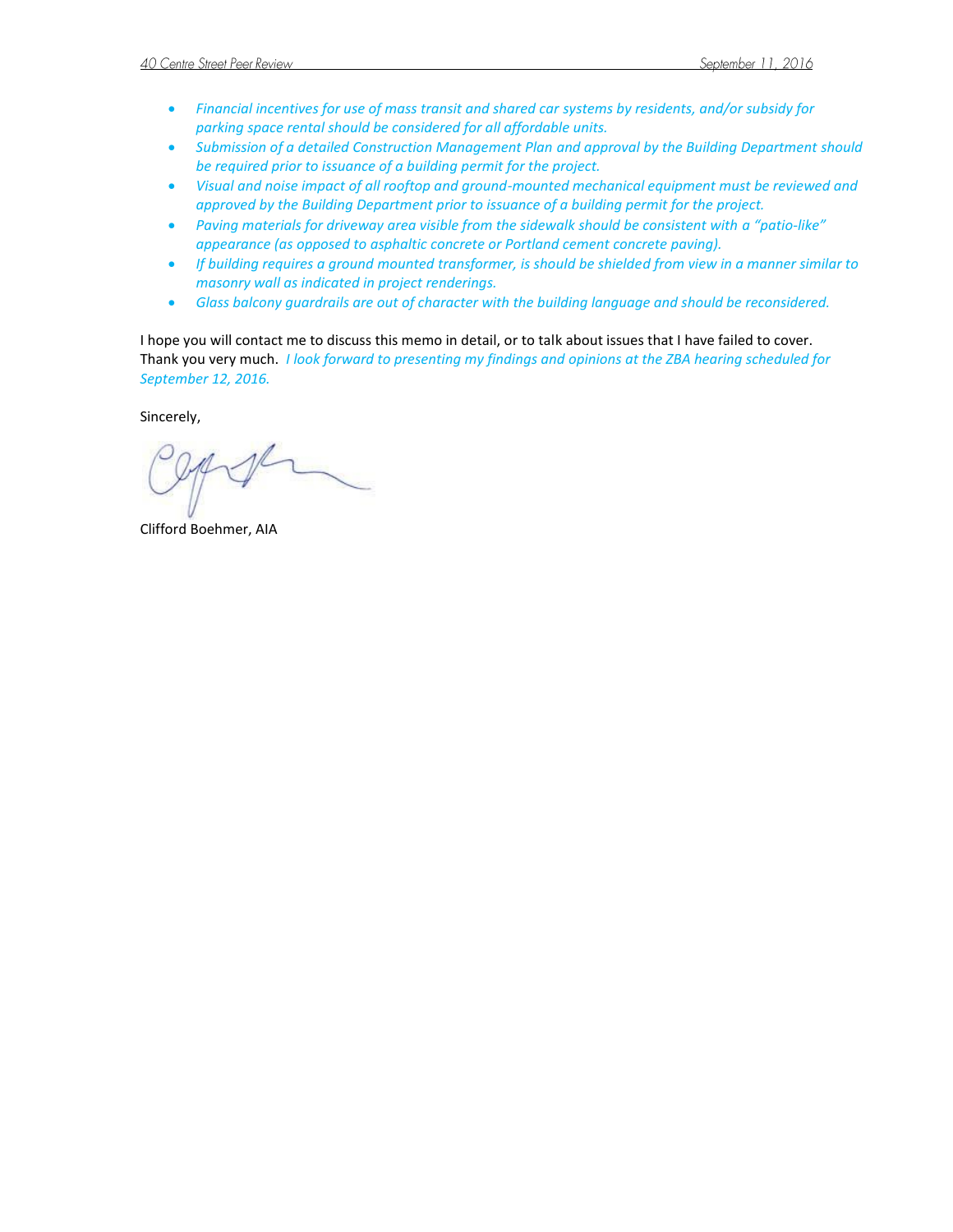- *Financial incentives for use of mass transit and shared car systems by residents, and/or subsidy for parking space rental should be considered for all affordable units.*
- *Submission of a detailed Construction Management Plan and approval by the Building Department should be required prior to issuance of a building permit for the project.*
- *Visual and noise impact of all rooftop and ground-mounted mechanical equipment must be reviewed and approved by the Building Department prior to issuance of a building permit for the project.*
- *Paving materials for driveway area visible from the sidewalk should be consistent with a "patio-like" appearance (as opposed to asphaltic concrete or Portland cement concrete paving).*
- *If building requires a ground mounted transformer, is should be shielded from view in a manner similar to masonry wall as indicated in project renderings.*
- *Glass balcony guardrails are out of character with the building language and should be reconsidered.*

I hope you will contact me to discuss this memo in detail, or to talk about issues that I have failed to cover. Thank you very much. *I look forward to presenting my findings and opinions at the ZBA hearing scheduled for September 12, 2016.*

Sincerely,

Clifford Boehmer, AIA